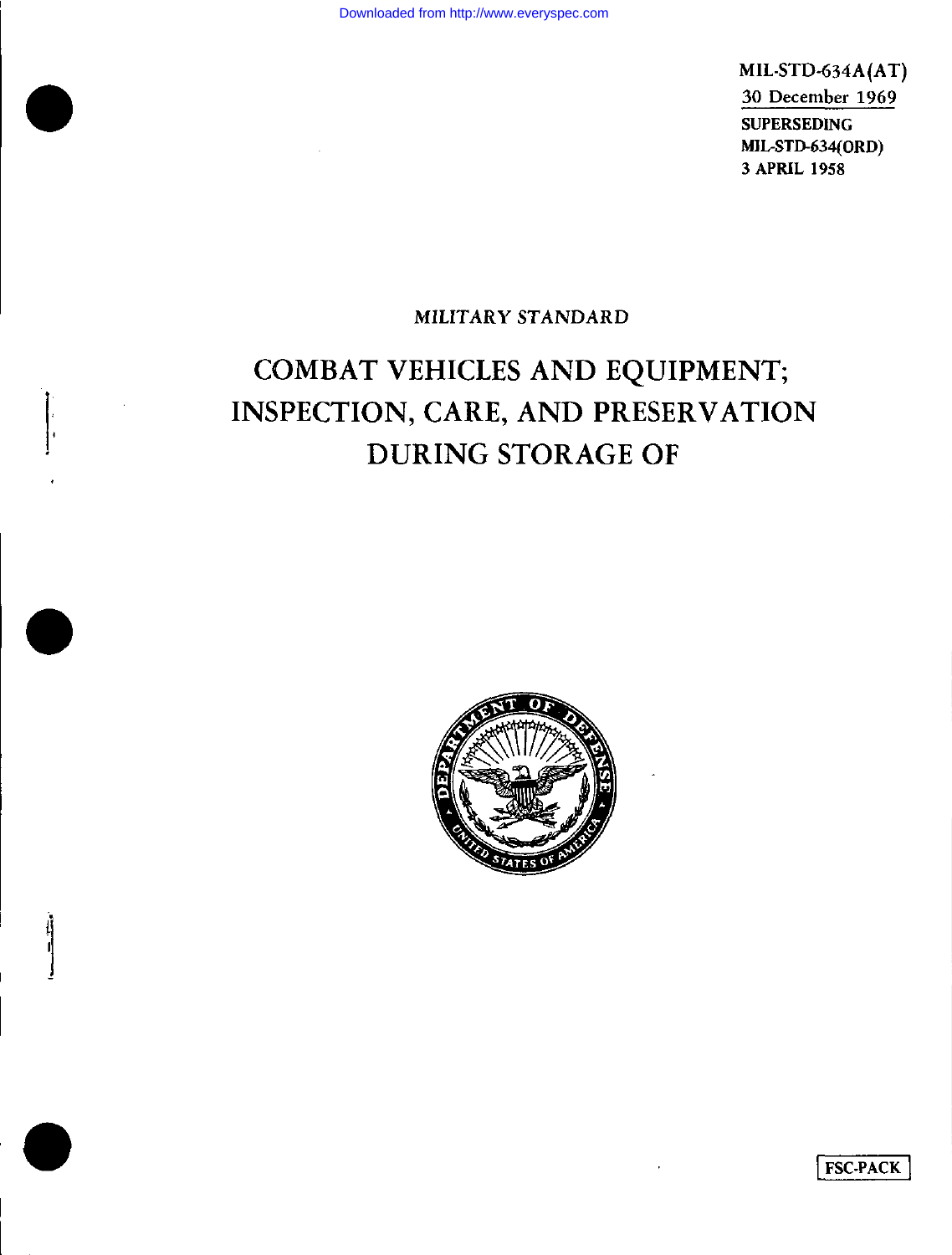MIL-STD-634A(AT)
30 December 1969
SUPERSEDING
MIL-STD-634(ORD)
3 APRIL 1958

MILITARY STANDARD

# COMBAT VEHICLES AND EQUIPMENT; INSPECTION, CARE, AND PRESERVATION DURING STORAGE OF

FSC-PACK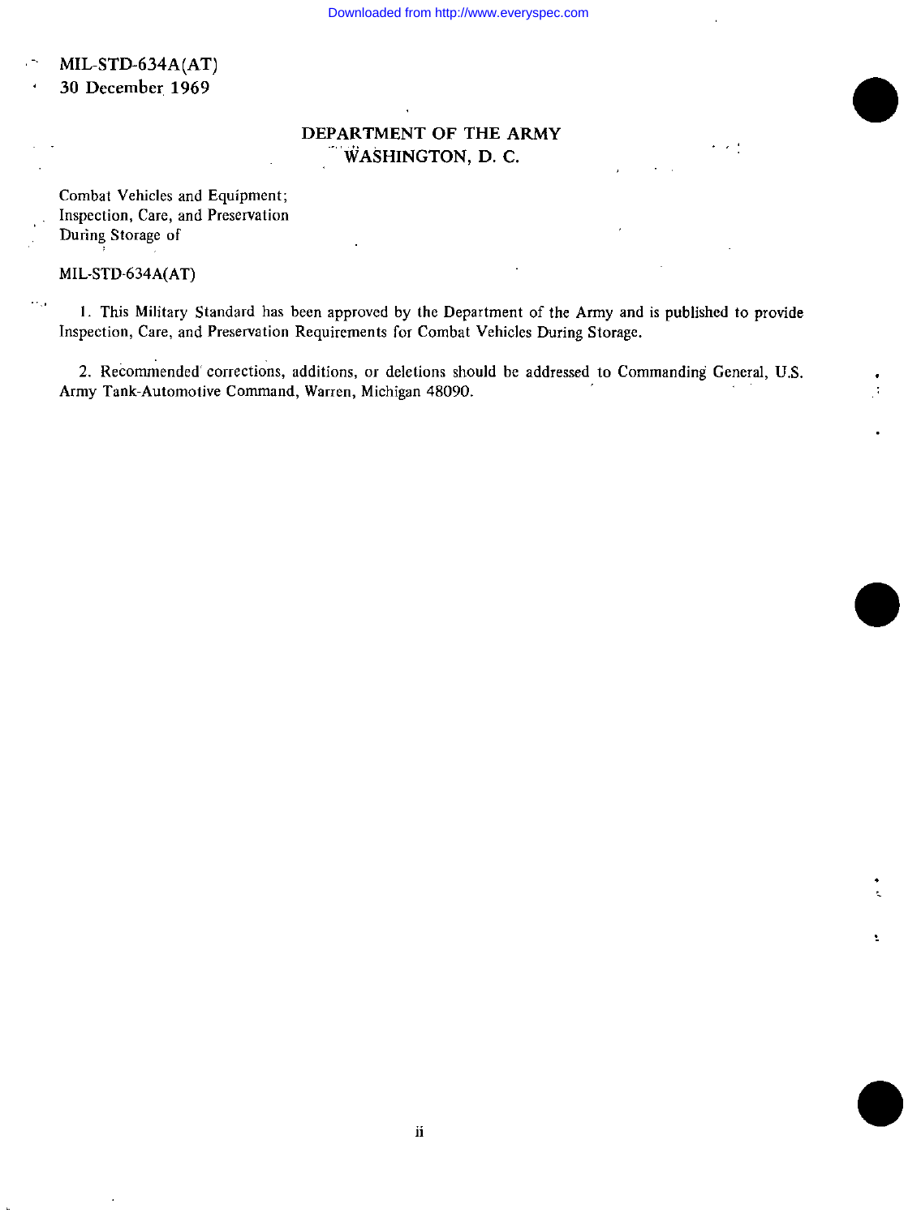MIL-STD-634A(AT)
30 December 1969

# DEPARTMENT OF THE ARMY
## WASHINGTON, D. C.

Combat Vehicles and Equipment;
Inspection, Care, and Preservation
During Storage of

MIL-STD-634A(AT)

1. This Military Standard has been approved by the Department of the Army and is published to provide Inspection, Care, and Preservation Requirements for Combat Vehicles During Storage.

2. Recommended corrections, additions, or deletions should be addressed to Commanding General, U.S. Army Tank-Automotive Command, Warren, Michigan 48090.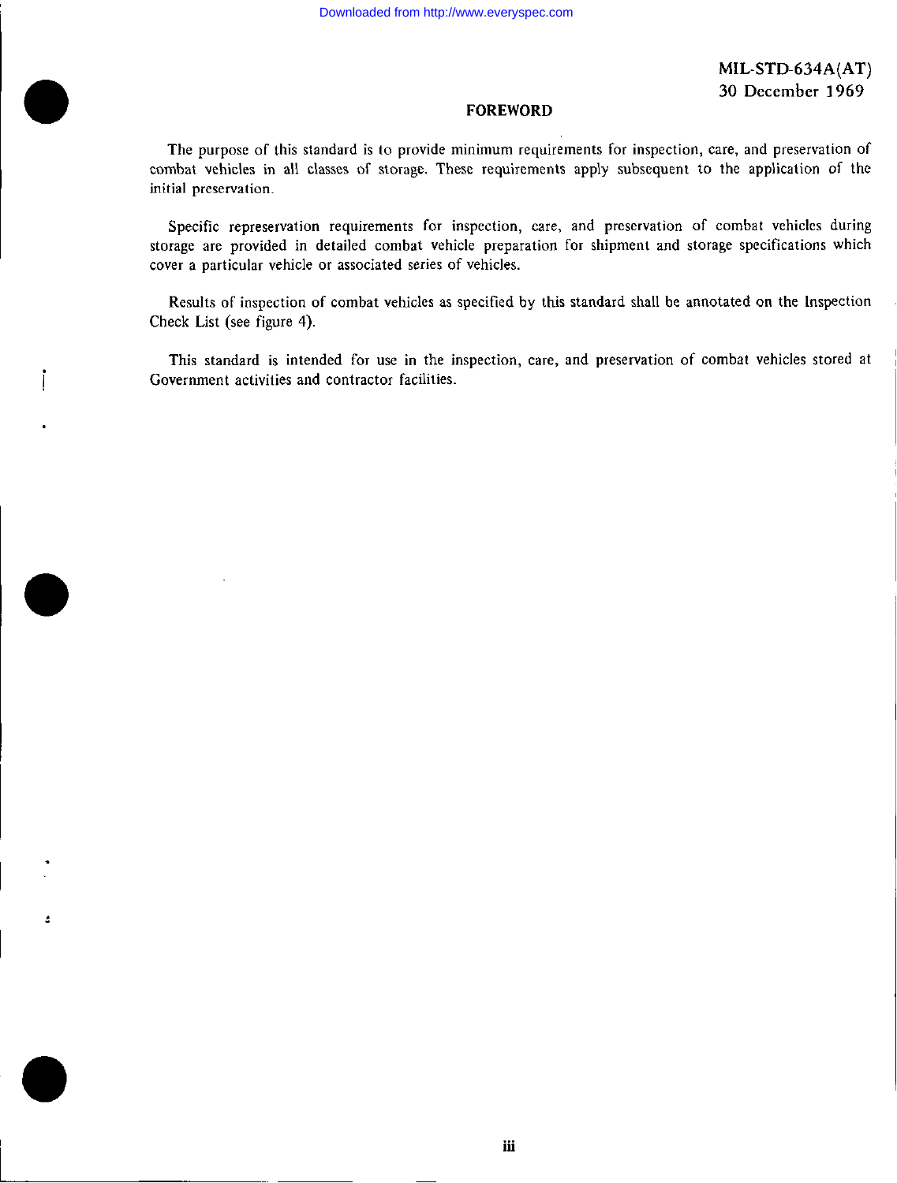# FOREWORD

The purpose of this standard is to provide minimum requirements for inspection, care, and preservation of combat vehicles in all classes of storage. These requirements apply subsequent to the application of the initial preservation.

Specific represervation requirements for inspection, care, and preservation of combat vehicles during storage are provided in detailed combat vehicle preparation for shipment and storage specifications which cover a particular vehicle or associated series of vehicles.

Results of inspection of combat vehicles as specified by this standard shall be annotated on the Inspection Check List (see figure 4).

This standard is intended for use in the inspection, care, and preservation of combat vehicles stored at Government activities and contractor facilities.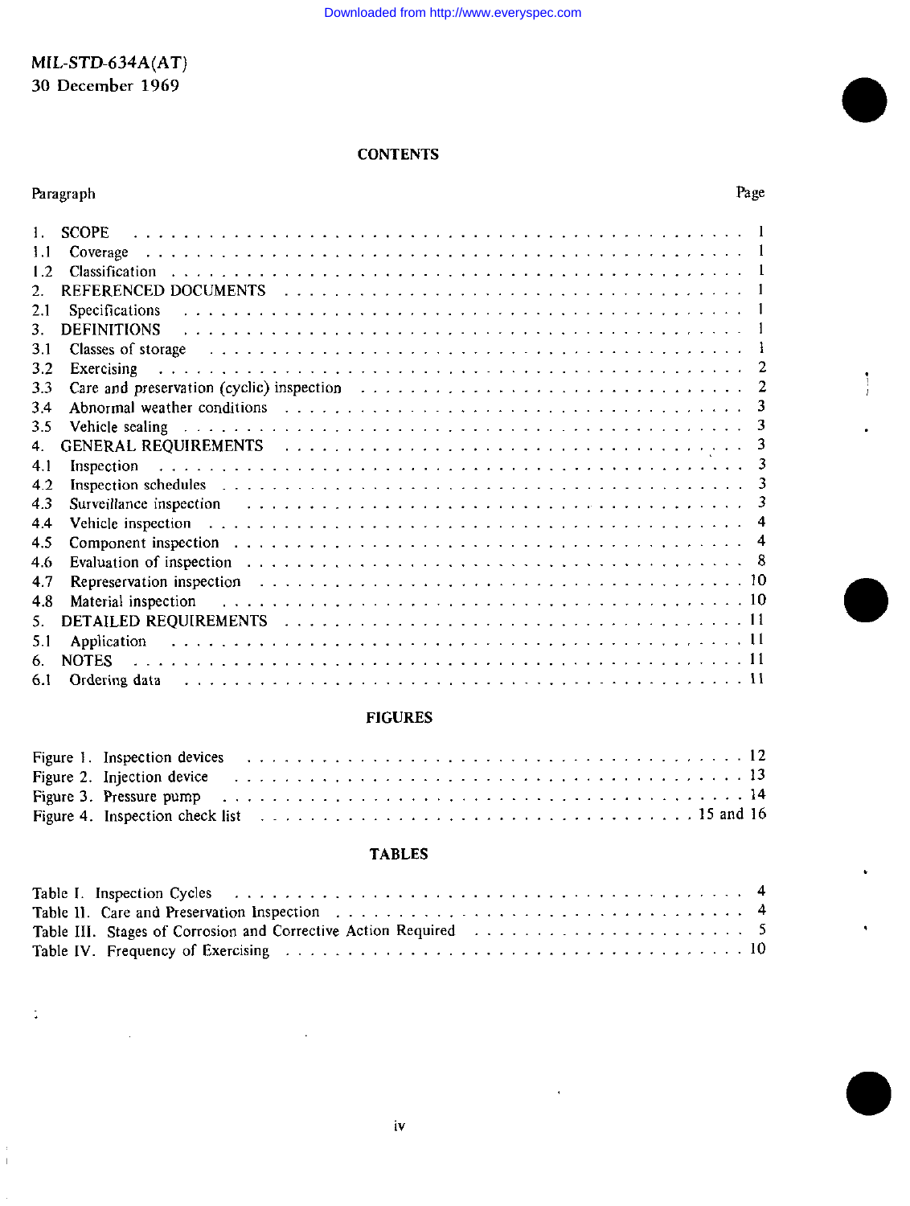MIL-STD-634A(AT)
30 December 1969

## CONTENTS

| Paragraph | | Page |
|---|---|---|
| 1. | SCOPE | 1 |
| 1.1 | Coverage | 1 |
| 1.2 | Classification | 1 |
| 2. | REFERENCED DOCUMENTS | 1 |
| 2.1 | Specifications | 1 |
| 3. | DEFINITIONS | 1 |
| 3.1 | Classes of storage | 1 |
| 3.2 | Exercising | 2 |
| 3.3 | Care and preservation (cyclic) inspection | 2 |
| 3.4 | Abnormal weather conditions | 3 |
| 3.5 | Vehicle sealing | 3 |
| 4. | GENERAL REQUIREMENTS | 3 |
| 4.1 | Inspection | 3 |
| 4.2 | Inspection schedules | 3 |
| 4.3 | Surveillance inspection | 3 |
| 4.4 | Vehicle inspection | 4 |
| 4.5 | Component inspection | 4 |
| 4.6 | Evaluation of inspection | 8 |
| 4.7 | Represervation inspection | 10 |
| 4.8 | Material inspection | 10 |
| 5. | DETAILED REQUIREMENTS | 11 |
| 5.1 | Application | 11 |
| 6. | NOTES | 11 |
| 6.1 | Ordering data | 11 |

## FIGURES

| | Page |
|---|---|
| Figure 1. Inspection devices | 12 |
| Figure 2. Injection device | 13 |
| Figure 3. Pressure pump | 14 |
| Figure 4. Inspection check list | 15 and 16 |

## TABLES

| | Page |
|---|---|
| Table I. Inspection Cycles | 4 |
| Table II. Care and Preservation Inspection | 4 |
| Table III. Stages of Corrosion and Corrective Action Required | 5 |
| Table IV. Frequency of Exercising | 10 |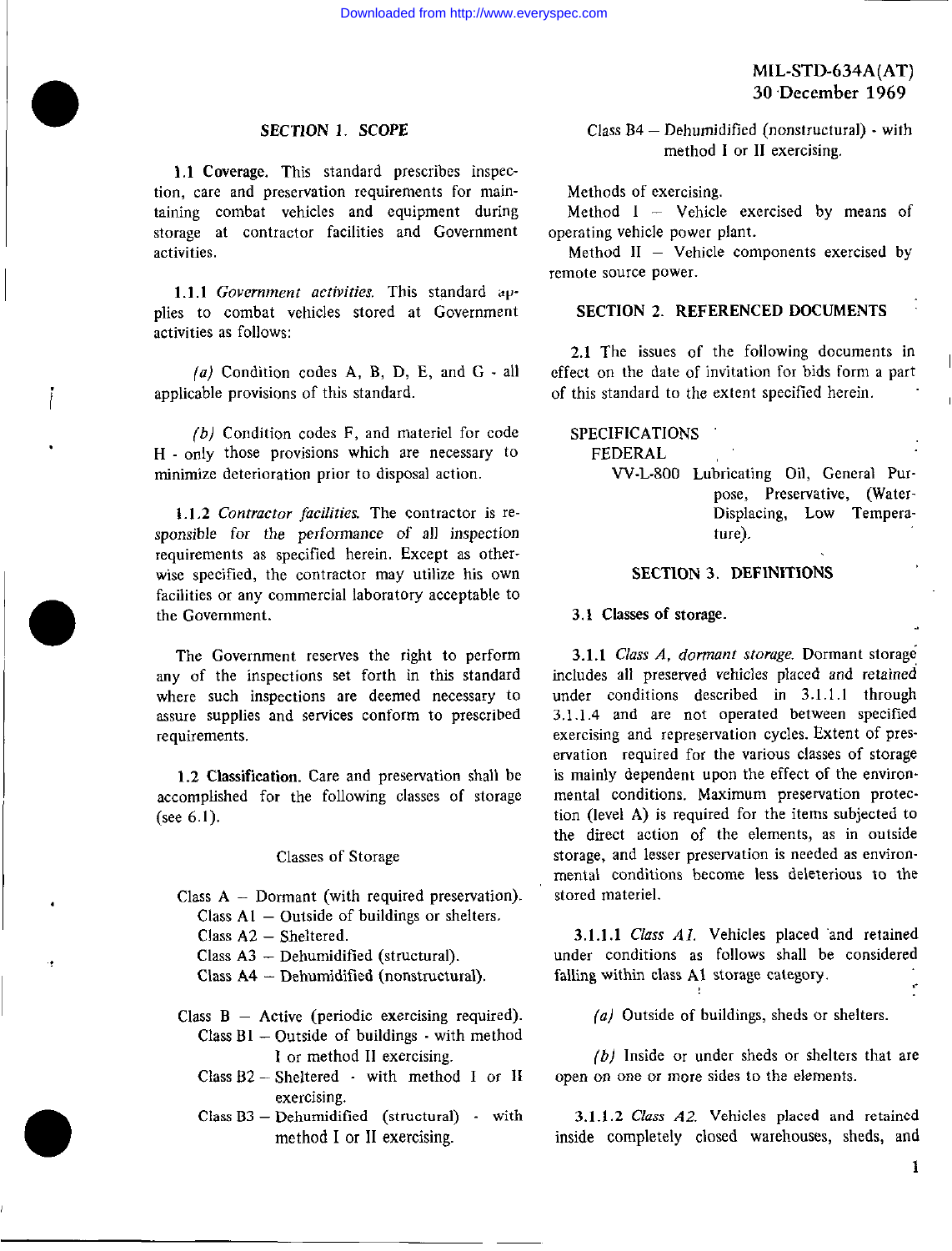## SECTION 1. SCOPE

**1.1 Coverage.** This standard prescribes inspection, care and preservation requirements for maintaining combat vehicles and equipment during storage at contractor facilities and Government activities.

**1.1.1** *Government activities.* This standard applies to combat vehicles stored at Government activities as follows:

*(a)* Condition codes A, B, D, E, and G - all applicable provisions of this standard.

*(b)* Condition codes F, and materiel for code H - only those provisions which are necessary to minimize deterioration prior to disposal action.

**1.1.2** *Contractor facilities.* The contractor is responsible for the performance of all inspection requirements as specified herein. Except as otherwise specified, the contractor may utilize his own facilities or any commercial laboratory acceptable to the Government.

The Government reserves the right to perform any of the inspections set forth in this standard where such inspections are deemed necessary to assure supplies and services conform to prescribed requirements.

**1.2 Classification.** Care and preservation shall be accomplished for the following classes of storage (see 6.1).

Classes of Storage

Class A — Dormant (with required preservation).
- Class A1 — Outside of buildings or shelters.
- Class A2 — Sheltered.
- Class A3 — Dehumidified (structural).
- Class A4 — Dehumidified (nonstructural).

Class B — Active (periodic exercising required).
- Class B1 — Outside of buildings - with method I or method II exercising.
- Class B2 — Sheltered - with method I or II exercising.
- Class B3 — Dehumidified (structural) - with method I or II exercising.
- Class B4 — Dehumidified (nonstructural) - with method I or II exercising.

Methods of exercising.
- Method I — Vehicle exercised by means of operating vehicle power plant.
- Method II — Vehicle components exercised by remote source power.

## SECTION 2. REFERENCED DOCUMENTS

2.1 The issues of the following documents in effect on the date of invitation for bids form a part of this standard to the extent specified herein.

SPECIFICATIONS

FEDERAL

VV-L-800 Lubricating Oil, General Purpose, Preservative, (Water-Displacing, Low Temperature).

## SECTION 3. DEFINITIONS

**3.1 Classes of storage.**

**3.1.1** *Class A, dormant storage.* Dormant storage includes all preserved vehicles placed and retained under conditions described in 3.1.1.1 through 3.1.1.4 and are not operated between specified exercising and represervation cycles. Extent of preservation required for the various classes of storage is mainly dependent upon the effect of the environmental conditions. Maximum preservation protection (level A) is required for the items subjected to the direct action of the elements, as in outside storage, and lesser preservation is needed as environmental conditions become less deleterious to the stored materiel.

**3.1.1.1** *Class A1.* Vehicles placed and retained under conditions as follows shall be considered falling within class A1 storage category.

*(a)* Outside of buildings, sheds or shelters.

*(b)* Inside or under sheds or shelters that are open on one or more sides to the elements.

**3.1.1.2** *Class A2.* Vehicles placed and retained inside completely closed warehouses, sheds, and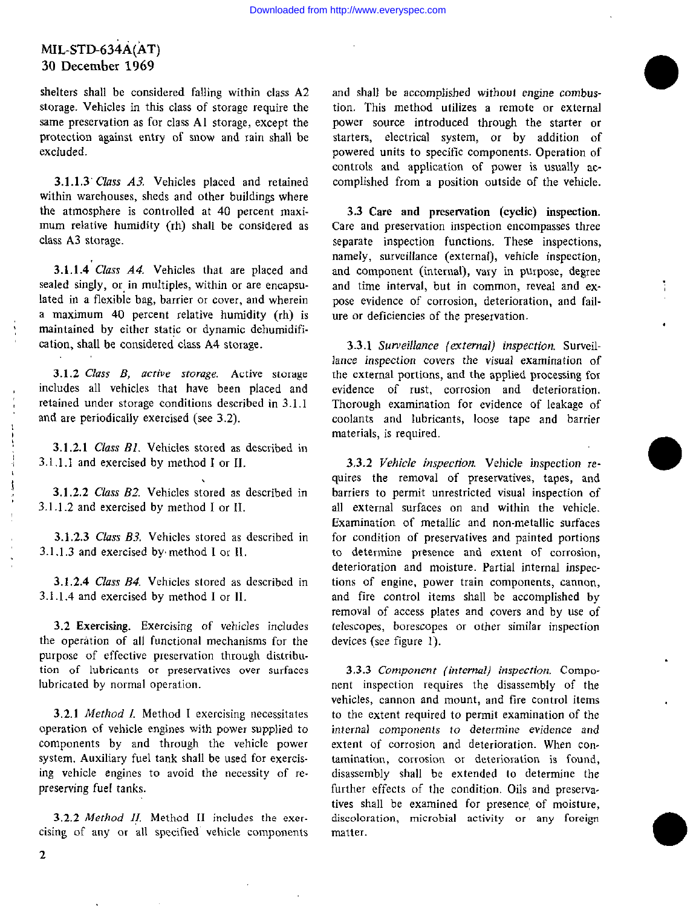shelters shall be considered falling within class A2 storage. Vehicles in this class of storage require the same preservation as for class A1 storage, except the protection against entry of snow and rain shall be excluded.

3.1.1.3 *Class A3.* Vehicles placed and retained within warehouses, sheds and other buildings where the atmosphere is controlled at 40 percent maximum relative humidity (rh) shall be considered as class A3 storage.

3.1.1.4 *Class A4.* Vehicles that are placed and sealed singly, or in multiples, within or are encapsulated in a flexible bag, barrier or cover, and wherein a maximum 40 percent relative humidity (rh) is maintained by either static or dynamic dehumidification, shall be considered class A4 storage.

3.1.2 *Class B, active storage.* Active storage includes all vehicles that have been placed and retained under storage conditions described in 3.1.1 and are periodically exercised (see 3.2).

3.1.2.1 *Class B1.* Vehicles stored as described in 3.1.1.1 and exercised by method I or II.

3.1.2.2 *Class B2.* Vehicles stored as described in 3.1.1.2 and exercised by method I or II.

3.1.2.3 *Class B3.* Vehicles stored as described in 3.1.1.3 and exercised by method I or II.

3.1.2.4 *Class B4.* Vehicles stored as described in 3.1.1.4 and exercised by method I or II.

**3.2 Exercising.** Exercising of vehicles includes the operation of all functional mechanisms for the purpose of effective preservation through distribution of lubricants or preservatives over surfaces lubricated by normal operation.

3.2.1 *Method I.* Method I exercising necessitates operation of vehicle engines with power supplied to components by and through the vehicle power system. Auxiliary fuel tank shall be used for exercising vehicle engines to avoid the necessity of represerving fuel tanks.

3.2.2 *Method II.* Method II includes the exercising of any or all specified vehicle components and shall be accomplished without engine combustion. This method utilizes a remote or external power source introduced through the starter or starters, electrical system, or by addition of powered units to specific components. Operation of controls and application of power is usually accomplished from a position outside of the vehicle.

**3.3 Care and preservation (cyclic) inspection.** Care and preservation inspection encompasses three separate inspection functions. These inspections, namely, surveillance (external), vehicle inspection, and component (internal), vary in purpose, degree and time interval, but in common, reveal and expose evidence of corrosion, deterioration, and failure or deficiencies of the preservation.

3.3.1 *Surveillance (external) inspection.* Surveillance inspection covers the visual examination of the external portions, and the applied processing for evidence of rust, corrosion and deterioration. Thorough examination for evidence of leakage of coolants and lubricants, loose tape and barrier materials, is required.

3.3.2 *Vehicle inspection.* Vehicle inspection requires the removal of preservatives, tapes, and barriers to permit unrestricted visual inspection of all external surfaces on and within the vehicle. Examination of metallic and non-metallic surfaces for condition of preservatives and painted portions to determine presence and extent of corrosion, deterioration and moisture. Partial internal inspections of engine, power train components, cannon, and fire control items shall be accomplished by removal of access plates and covers and by use of telescopes, borescopes or other similar inspection devices (see figure 1).

3.3.3 *Component (internal) inspection.* Component inspection requires the disassembly of the vehicles, cannon and mount, and fire control items to the extent required to permit examination of the internal components to determine evidence and extent of corrosion and deterioration. When contamination, corrosion or deterioration is found, disassembly shall be extended to determine the further effects of the condition. Oils and preservatives shall be examined for presence of moisture, discoloration, microbial activity or any foreign matter.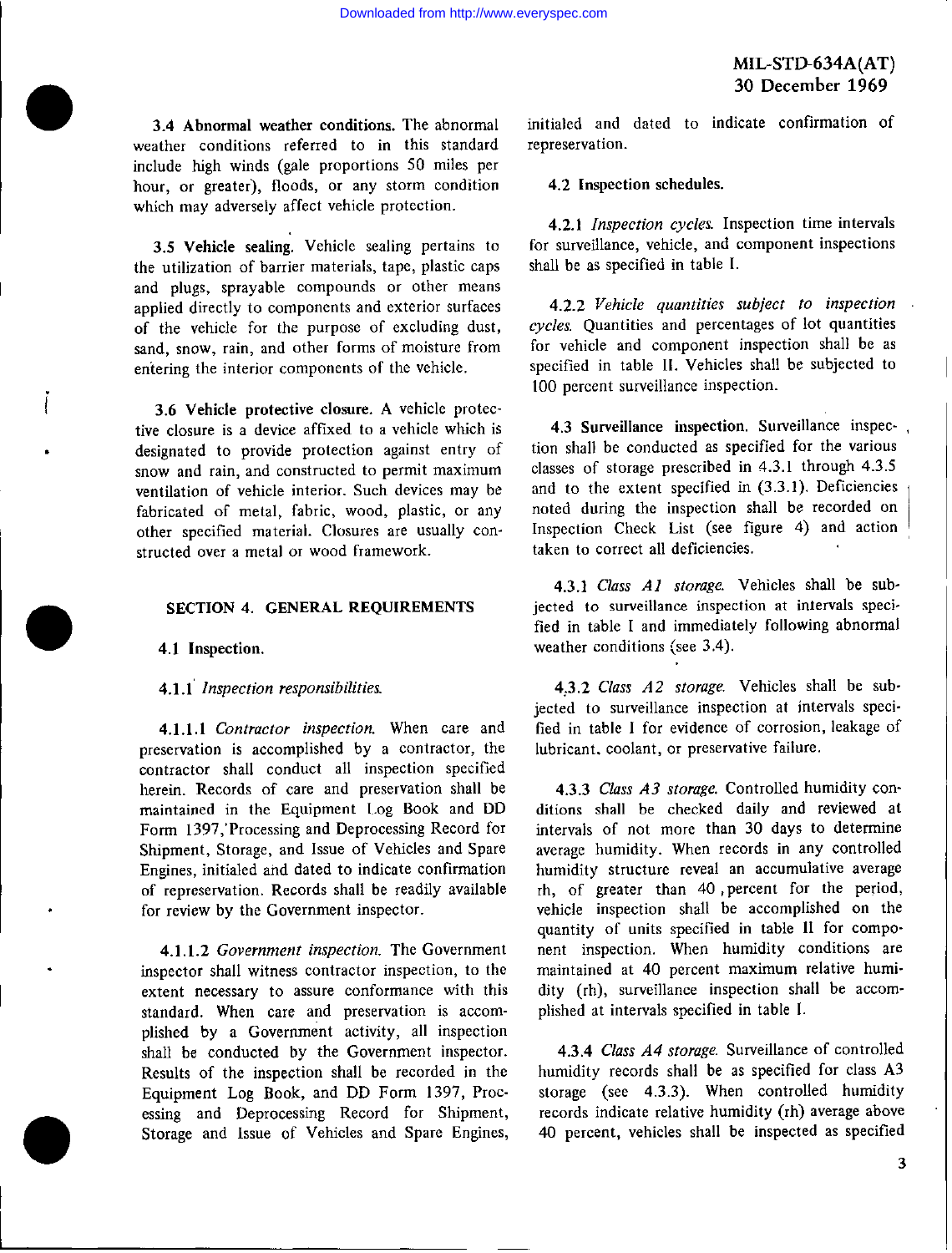**3.4 Abnormal weather conditions.** The abnormal weather conditions referred to in this standard include high winds (gale proportions 50 miles per hour, or greater), floods, or any storm condition which may adversely affect vehicle protection.

**3.5 Vehicle sealing.** Vehicle sealing pertains to the utilization of barrier materials, tape, plastic caps and plugs, sprayable compounds or other means applied directly to components and exterior surfaces of the vehicle for the purpose of excluding dust, sand, snow, rain, and other forms of moisture from entering the interior components of the vehicle.

**3.6 Vehicle protective closure.** A vehicle protective closure is a device affixed to a vehicle which is designated to provide protection against entry of snow and rain, and constructed to permit maximum ventilation of vehicle interior. Such devices may be fabricated of metal, fabric, wood, plastic, or any other specified material. Closures are usually constructed over a metal or wood framework.

## SECTION 4. GENERAL REQUIREMENTS

**4.1 Inspection.**

4.1.1 *Inspection responsibilities.*

4.1.1.1 *Contractor inspection.* When care and preservation is accomplished by a contractor, the contractor shall conduct all inspection specified herein. Records of care and preservation shall be maintained in the Equipment Log Book and DD Form 1397, Processing and Deprocessing Record for Shipment, Storage, and Issue of Vehicles and Spare Engines, initialed and dated to indicate confirmation of represervation. Records shall be readily available for review by the Government inspector.

4.1.1.2 *Government inspection.* The Government inspector shall witness contractor inspection, to the extent necessary to assure conformance with this standard. When care and preservation is accomplished by a Government activity, all inspection shall be conducted by the Government inspector. Results of the inspection shall be recorded in the Equipment Log Book, and DD Form 1397, Processing and Deprocessing Record for Shipment, Storage and Issue of Vehicles and Spare Engines, initialed and dated to indicate confirmation of represervation.

**4.2 Inspection schedules.**

4.2.1 *Inspection cycles.* Inspection time intervals for surveillance, vehicle, and component inspections shall be as specified in table I.

4.2.2 *Vehicle quantities subject to inspection cycles.* Quantities and percentages of lot quantities for vehicle and component inspection shall be as specified in table II. Vehicles shall be subjected to 100 percent surveillance inspection.

**4.3 Surveillance inspection.** Surveillance inspection shall be conducted as specified for the various classes of storage prescribed in 4.3.1 through 4.3.5 and to the extent specified in (3.3.1). Deficiencies noted during the inspection shall be recorded on Inspection Check List (see figure 4) and action taken to correct all deficiencies.

4.3.1 *Class A1 storage.* Vehicles shall be subjected to surveillance inspection at intervals specified in table I and immediately following abnormal weather conditions (see 3.4).

4.3.2 *Class A2 storage.* Vehicles shall be subjected to surveillance inspection at intervals specified in table I for evidence of corrosion, leakage of lubricant, coolant, or preservative failure.

4.3.3 *Class A3 storage.* Controlled humidity conditions shall be checked daily and reviewed at intervals of not more than 30 days to determine average humidity. When records in any controlled humidity structure reveal an accumulative average rh, of greater than 40 percent for the period, vehicle inspection shall be accomplished on the quantity of units specified in table II for component inspection. When humidity conditions are maintained at 40 percent maximum relative humidity (rh), surveillance inspection shall be accomplished at intervals specified in table I.

4.3.4 *Class A4 storage.* Surveillance of controlled humidity records shall be as specified for class A3 storage (see 4.3.3). When controlled humidity records indicate relative humidity (rh) average above 40 percent, vehicles shall be inspected as specified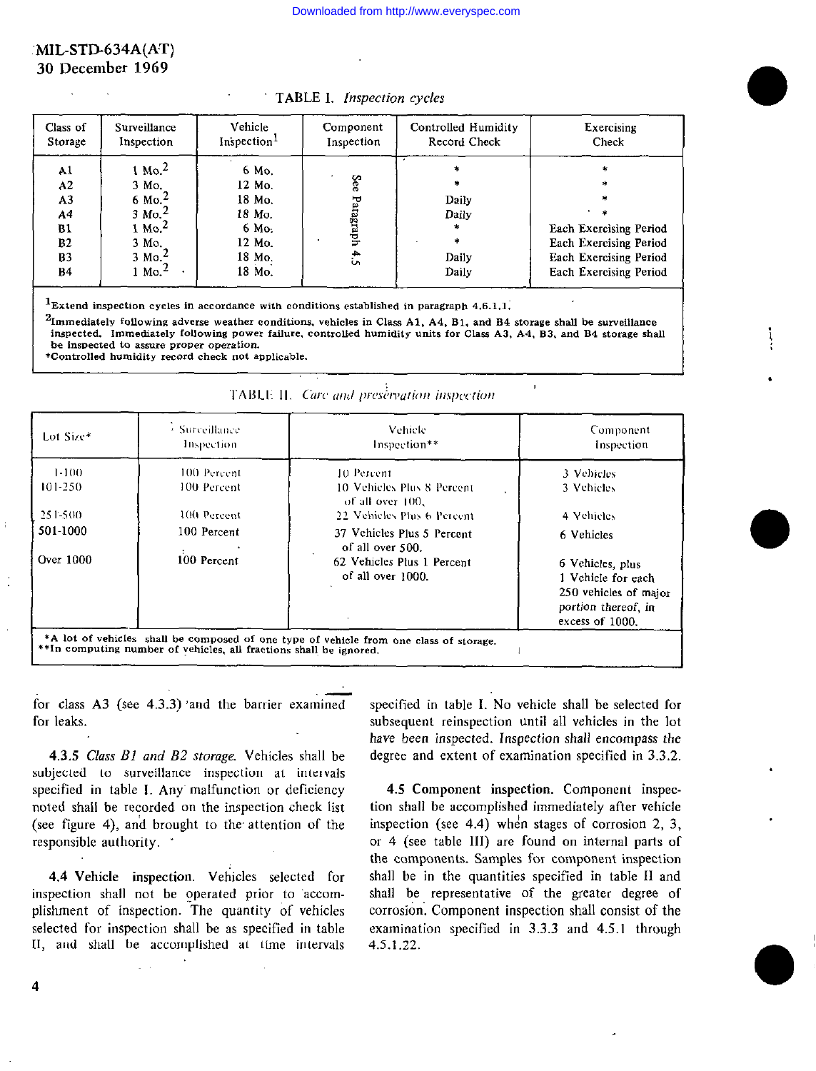TABLE I. *Inspection cycles*

| Class of Storage | Surveillance Inspection | Vehicle Inspection[1] | Component Inspection | Controlled Humidity Record Check | Exercising Check |
|---|---|---|---|---|---|
| A1 | 1 Mo.[2] | 6 Mo. | See Paragraph 4.5 | * | * |
| A2 | 3 Mo. | 12 Mo. | | * | * |
| A3 | 6 Mo.[2] | 18 Mo. | | Daily | * |
| A4 | 3 Mo.[2] | 18 Mo. | | Daily | * |
| B1 | 1 Mo.[2] | 6 Mo. | | * | Each Exercising Period |
| B2 | 3 Mo. | 12 Mo. | | * | Each Exercising Period |
| B3 | 3 Mo.[2] | 18 Mo. | | Daily | Each Exercising Period |
| B4 | 1 Mo.[2] | 18 Mo. | | Daily | Each Exercising Period |

[1]Extend inspection cycles in accordance with conditions established in paragraph 4.6.1.1.

[2]Immediately following adverse weather conditions, vehicles in Class A1, A4, B1, and B4 storage shall be surveillance inspected. Immediately following power failure, controlled humidity units for Class A3, A4, B3, and B4 storage shall be inspected to assure proper operation.

*Controlled humidity record check not applicable.

TABLE II. *Care and preservation inspection*

| Lot Size* | Surveillance Inspection | Vehicle Inspection** | Component Inspection |
|---|---|---|---|
| 1-100 | 100 Percent | 10 Percent | 3 Vehicles |
| 101-250 | 100 Percent | 10 Vehicles Plus 8 Percent of all over 100. | 3 Vehicles |
| 251-500 | 100 Percent | 22 Vehicles Plus 6 Percent | 4 Vehicles |
| 501-1000 | 100 Percent | 37 Vehicles Plus 5 Percent of all over 500. | 6 Vehicles |
| Over 1000 | 100 Percent | 62 Vehicles Plus 1 Percent of all over 1000. | 6 Vehicles, plus 1 Vehicle for each 250 vehicles of major portion thereof, in excess of 1000. |

*A lot of vehicles shall be composed of one type of vehicle from one class of storage.
**In computing number of vehicles, all fractions shall be ignored.

for class A3 (see 4.3.3) and the barrier examined for leaks.

4.3.5 *Class B1 and B2 storage.* Vehicles shall be subjected to surveillance inspection at intervals specified in table I. Any malfunction or deficiency noted shall be recorded on the inspection check list (see figure 4), and brought to the attention of the responsible authority.

**4.4 Vehicle inspection.** Vehicles selected for inspection shall not be operated prior to accomplishment of inspection. The quantity of vehicles selected for inspection shall be as specified in table II, and shall be accomplished at time intervals specified in table I. No vehicle shall be selected for subsequent reinspection until all vehicles in the lot have been inspected. Inspection shall encompass the degree and extent of examination specified in 3.3.2.

**4.5 Component inspection.** Component inspection shall be accomplished immediately after vehicle inspection (see 4.4) when stages of corrosion 2, 3, or 4 (see table III) are found on internal parts of the components. Samples for component inspection shall be in the quantities specified in table II and shall be representative of the greater degree of corrosion. Component inspection shall consist of the examination specified in 3.3.3 and 4.5.1 through 4.5.1.22.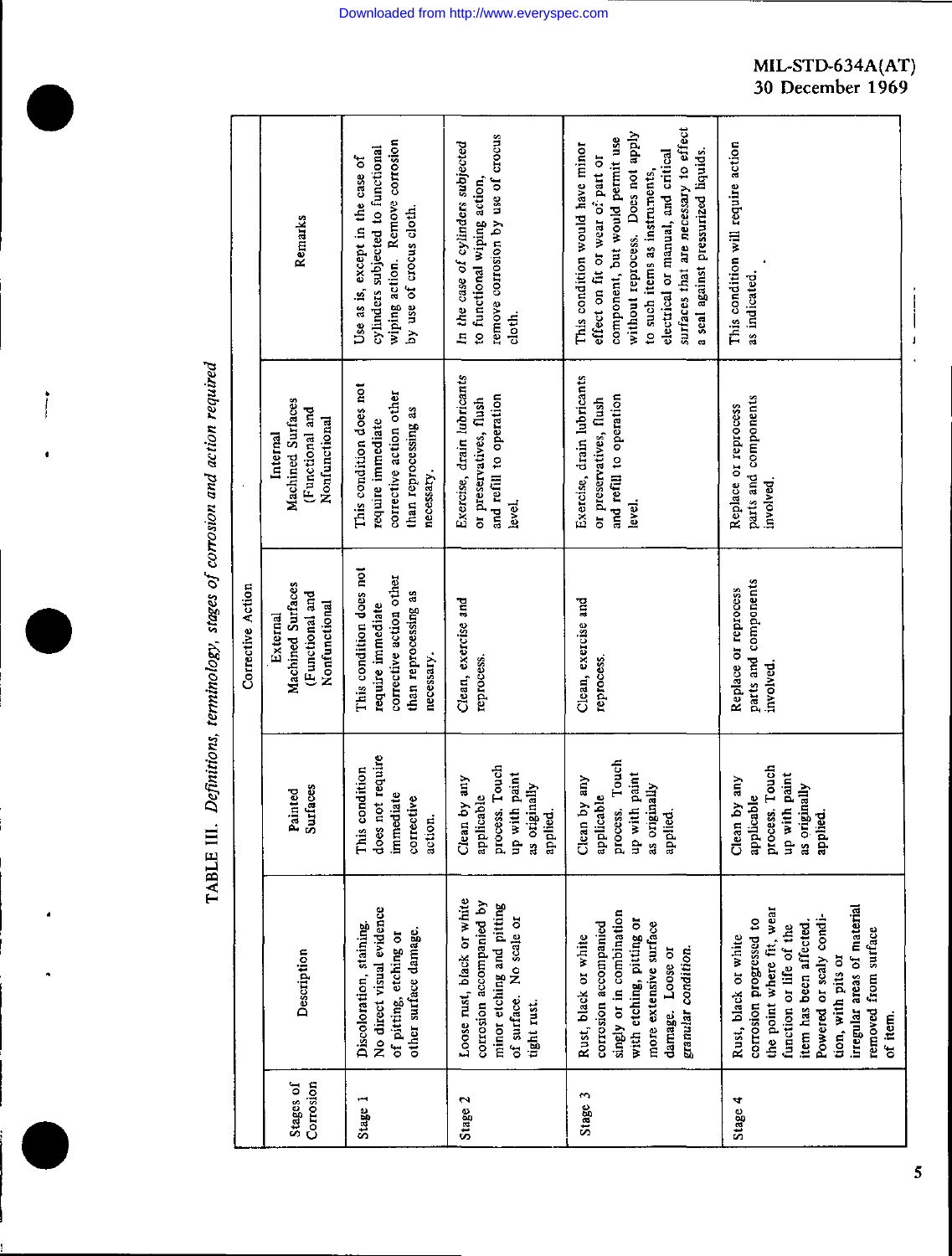TABLE III. *Definitions, terminology, stages of corrosion and action required*

| Stages of Corrosion | Description | Corrective Action | | | Remarks |
|---|---|---|---|---|---|
| | | Painted Surfaces | External Machined Surfaces (Functional and Nonfunctional | Internal Machined Surfaces (Functional and Nonfunctional | |
| Stage 1 | Discoloration, staining. No direct visual evidence of pitting, etching or other surface damage. | This condition does not require immediate corrective action. | This condition does not require immediate corrective action other than reprocessing as necessary. | This condition does not require immediate corrective action other than reprocessing as necessary. | Use as is, except in the case of cylinders subjected to functional wiping action. Remove corrosion by use of crocus cloth. |
| Stage 2 | Loose rust, black or white corrosion accompanied by minor etching and pitting of surface. No scale or tight rust. | Clean by any applicable process. Touch up with paint as originally applied. | Clean, exercise and reprocess. | Exercise, drain lubricants or preservatives, flush and refill to operation level. | *In the case of cylinders subjected* to functional wiping action, remove corrosion by use of crocus cloth. |
| Stage 3 | Rust, black or white corrosion accompanied singly or in combination with etching, pitting or more extensive surface damage. Loose or granular condition. | Clean by any applicable process. Touch up with paint as originally applied. | Clean, exercise and reprocess. | Exercise, drain lubricants or preservatives, flush and refill to operation level. | This condition would have minor effect on fit or wear of part or component, but would permit use without reprocess. Does not apply to such items as instruments, electrical or manual, and critical surfaces that are necessary to effect a seal against pressurized liquids. |
| Stage 4 | Rust, black or white corrosion progressed to the point where fit, wear function or life of the item has been affected. Powered or scaly condition, with pits or irregular areas of material removed from surface of item. | Clean by any applicable process. Touch up with paint as originally applied. | Replace or reprocess parts and components involved. | Replace or reprocess parts and components involved. | This condition will require action as indicated. |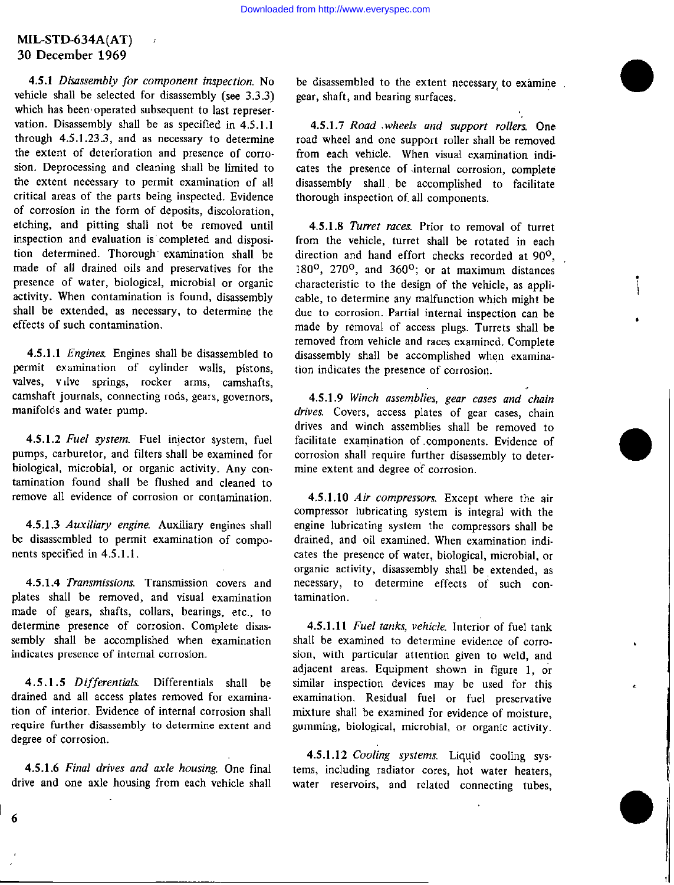**4.5.1** *Disassembly for component inspection.* No vehicle shall be selected for disassembly (see 3.3.3) which has been operated subsequent to last represervation. Disassembly shall be as specified in 4.5.1.1 through 4.5.1.23.3, and as necessary to determine the extent of deterioration and presence of corrosion. Deprocessing and cleaning shall be limited to the extent necessary to permit examination of all critical areas of the parts being inspected. Evidence of corrosion in the form of deposits, discoloration, etching, and pitting shall not be removed until inspection and evaluation is completed and disposition determined. Thorough examination shall be made of all drained oils and preservatives for the presence of water, biological, microbial or organic activity. When contamination is found, disassembly shall be extended, as necessary, to determine the effects of such contamination.

**4.5.1.1** *Engines.* Engines shall be disassembled to permit examination of cylinder walls, pistons, valves, valve springs, rocker arms, camshafts, camshaft journals, connecting rods, gears, governors, manifolds and water pump.

**4.5.1.2** *Fuel system.* Fuel injector system, fuel pumps, carburetor, and filters shall be examined for biological, microbial, or organic activity. Any contamination found shall be flushed and cleaned to remove all evidence of corrosion or contamination.

**4.5.1.3** *Auxiliary engine.* Auxiliary engines shall be disassembled to permit examination of components specified in 4.5.1.1.

**4.5.1.4** *Transmissions.* Transmission covers and plates shall be removed, and visual examination made of gears, shafts, collars, bearings, etc., to determine presence of corrosion. Complete disassembly shall be accomplished when examination indicates presence of internal corrosion.

**4.5.1.5** *Differentials.* Differentials shall be drained and all access plates removed for examination of interior. Evidence of internal corrosion shall require further disassembly to determine extent and degree of corrosion.

**4.5.1.6** *Final drives and axle housing.* One final drive and one axle housing from each vehicle shall be disassembled to the extent necessary to examine gear, shaft, and bearing surfaces.

**4.5.1.7** *Road wheels and support rollers.* One road wheel and one support roller shall be removed from each vehicle. When visual examination indicates the presence of internal corrosion, complete disassembly shall be accomplished to facilitate thorough inspection of all components.

**4.5.1.8** *Turret races.* Prior to removal of turret from the vehicle, turret shall be rotated in each direction and hand effort checks recorded at 90°, 180°, 270°, and 360°; or at maximum distances characteristic to the design of the vehicle, as applicable, to determine any malfunction which might be due to corrosion. Partial internal inspection can be made by removal of access plugs. Turrets shall be removed from vehicle and races examined. Complete disassembly shall be accomplished when examination indicates the presence of corrosion.

**4.5.1.9** *Winch assemblies, gear cases and chain drives.* Covers, access plates of gear cases, chain drives and winch assemblies shall be removed to facilitate examination of components. Evidence of corrosion shall require further disassembly to determine extent and degree of corrosion.

**4.5.1.10** *Air compressors.* Except where the air compressor lubricating system is integral with the engine lubricating system the compressors shall be drained, and oil examined. When examination indicates the presence of water, biological, microbial, or organic activity, disassembly shall be extended, as necessary, to determine effects of such contamination.

**4.5.1.11** *Fuel tanks, vehicle.* Interior of fuel tank shall be examined to determine evidence of corrosion, with particular attention given to weld, and adjacent areas. Equipment shown in figure 1, or similar inspection devices may be used for this examination. Residual fuel or fuel preservative mixture shall be examined for evidence of moisture, gumming, biological, microbial, or organic activity.

**4.5.1.12** *Cooling systems.* Liquid cooling systems, including radiator cores, hot water heaters, water reservoirs, and related connecting tubes,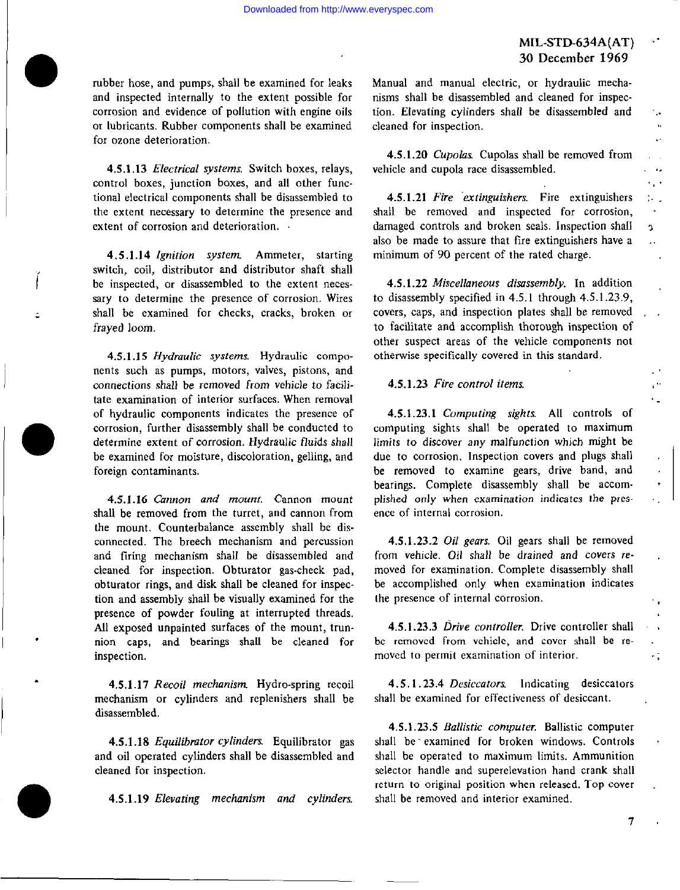rubber hose, and pumps, shall be examined for leaks and inspected internally to the extent possible for corrosion and evidence of pollution with engine oils or lubricants. Rubber components shall be examined for ozone deterioration.

4.5.1.13 *Electrical systems.* Switch boxes, relays, control boxes, junction boxes, and all other functional electrical components shall be disassembled to the extent necessary to determine the presence and extent of corrosion and deterioration.

4.5.1.14 *Ignition system.* Ammeter, starting switch, coil, distributor and distributor shaft shall be inspected, or disassembled to the extent necessary to determine the presence of corrosion. Wires shall be examined for checks, cracks, broken or frayed loom.

4.5.1.15 *Hydraulic systems.* Hydraulic components such as pumps, motors, valves, pistons, and connections shall be removed from vehicle to facilitate examination of interior surfaces. When removal of hydraulic components indicates the presence of corrosion, further disassembly shall be conducted to determine extent of corrosion. Hydraulic fluids shall be examined for moisture, discoloration, gelling, and foreign contaminants.

4.5.1.16 *Cannon and mount.* Cannon mount shall be removed from the turret, and cannon from the mount. Counterbalance assembly shall be disconnected. The breech mechanism and percussion and firing mechanism shall be disassembled and cleaned for inspection. Obturator gas-check pad, obturator rings, and disk shall be cleaned for inspection and assembly shall be visually examined for the presence of powder fouling at interrupted threads. All exposed unpainted surfaces of the mount, trunnion caps, and bearings shall be cleaned for inspection.

4.5.1.17 *Recoil mechanism.* Hydro-spring recoil mechanism or cylinders and replenishers shall be disassembled.

4.5.1.18 *Equilibrator cylinders.* Equilibrator gas and oil operated cylinders shall be disassembled and cleaned for inspection.

4.5.1.19 *Elevating mechanism and cylinders.* Manual and manual electric, or hydraulic mechanisms shall be disassembled and cleaned for inspection. Elevating cylinders shall be disassembled and cleaned for inspection.

4.5.1.20 *Cupolas.* Cupolas shall be removed from vehicle and cupola race disassembled.

4.5.1.21 *Fire extinguishers.* Fire extinguishers shall be removed and inspected for corrosion, damaged controls and broken seals. Inspection shall also be made to assure that fire extinguishers have a minimum of 90 percent of the rated charge.

4.5.1.22 *Miscellaneous disassembly.* In addition to disassembly specified in 4.5.1 through 4.5.1.23.9, covers, caps, and inspection plates shall be removed to facilitate and accomplish thorough inspection of other suspect areas of the vehicle components not otherwise specifically covered in this standard.

4.5.1.23 *Fire control items.*

4.5.1.23.1 *Computing sights.* All controls of computing sights shall be operated to maximum limits to discover any malfunction which might be due to corrosion. Inspection covers and plugs shall be removed to examine gears, drive band, and bearings. Complete disassembly shall be accomplished only when examination indicates the presence of internal corrosion.

4.5.1.23.2 *Oil gears.* Oil gears shall be removed from vehicle. Oil shall be drained and covers removed for examination. Complete disassembly shall be accomplished only when examination indicates the presence of internal corrosion.

4.5.1.23.3 *Drive controller.* Drive controller shall be removed from vehicle, and cover shall be removed to permit examination of interior.

4.5.1.23.4 *Desiccators.* Indicating desiccators shall be examined for effectiveness of desiccant.

4.5.1.23.5 *Ballistic computer.* Ballistic computer shall be examined for broken windows. Controls shall be operated to maximum limits. Ammunition selector handle and superelevation hand crank shall return to original position when released. Top cover shall be removed and interior examined.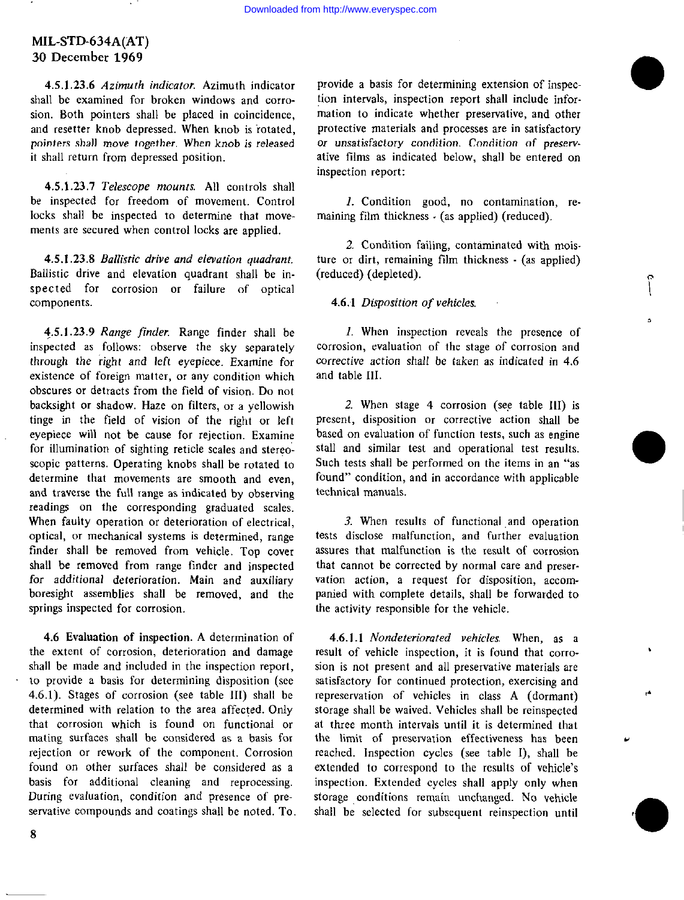4.5.1.23.6 *Azimuth indicator.* Azimuth indicator shall be examined for broken windows and corrosion. Both pointers shall be placed in coincidence, and resetter knob depressed. When knob is rotated, pointers shall move together. When knob is released it shall return from depressed position.

4.5.1.23.7 *Telescope mounts.* All controls shall be inspected for freedom of movement. Control locks shall be inspected to determine that movements are secured when control locks are applied.

4.5.1.23.8 *Ballistic drive and elevation quadrant.* Ballistic drive and elevation quadrant shall be inspected for corrosion or failure of optical components.

4.5.1.23.9 *Range finder.* Range finder shall be inspected as follows: observe the sky separately through the right and left eyepiece. Examine for existence of foreign matter, or any condition which obscures or detracts from the field of vision. Do not backsight or shadow. Haze on filters, or a yellowish tinge in the field of vision of the right or left eyepiece will not be cause for rejection. Examine for illumination of sighting reticle scales and stereoscopic patterns. Operating knobs shall be rotated to determine that movements are smooth and even, and traverse the full range as indicated by observing readings on the corresponding graduated scales. When faulty operation or deterioration of electrical, optical, or mechanical systems is determined, range finder shall be removed from vehicle. Top cover shall be removed from range finder and inspected for additional deterioration. Main and auxiliary boresight assemblies shall be removed, and the springs inspected for corrosion.

**4.6 Evaluation of inspection.** A determination of the extent of corrosion, deterioration and damage shall be made and included in the inspection report, to provide a basis for determining disposition (see 4.6.1). Stages of corrosion (see table III) shall be determined with relation to the area affected. Only that corrosion which is found on functional or mating surfaces shall be considered as a basis for rejection or rework of the component. Corrosion found on other surfaces shall be considered as a basis for additional cleaning and reprocessing. During evaluation, condition and presence of preservative compounds and coatings shall be noted. To provide a basis for determining extension of inspection intervals, inspection report shall include information to indicate whether preservative, and other protective materials and processes are in satisfactory or unsatisfactory condition. Condition of preservative films as indicated below, shall be entered on inspection report:

*1.* Condition good, no contamination, remaining film thickness - (as applied) (reduced).

*2.* Condition failing, contaminated with moisture or dirt, remaining film thickness - (as applied) (reduced) (depleted).

4.6.1 *Disposition of vehicles.*

*1.* When inspection reveals the presence of corrosion, evaluation of the stage of corrosion and corrective action shall be taken as indicated in 4.6 and table III.

*2.* When stage 4 corrosion (see table III) is present, disposition or corrective action shall be based on evaluation of function tests, such as engine stall and similar test and operational test results. Such tests shall be performed on the items in an "as found" condition, and in accordance with applicable technical manuals.

*3.* When results of functional and operation tests disclose malfunction, and further evaluation assures that malfunction is the result of corrosion that cannot be corrected by normal care and preservation action, a request for disposition, accompanied with complete details, shall be forwarded to the activity responsible for the vehicle.

4.6.1.1 *Nondeteriorated vehicles.* When, as a result of vehicle inspection, it is found that corrosion is not present and all preservative materials are satisfactory for continued protection, exercising and represervation of vehicles in class A (dormant) storage shall be waived. Vehicles shall be reinspected at three month intervals until it is determined that the limit of preservation effectiveness has been reached. Inspection cycles (see table I), shall be extended to correspond to the results of vehicle's inspection. Extended cycles shall apply only when storage conditions remain unchanged. No vehicle shall be selected for subsequent reinspection until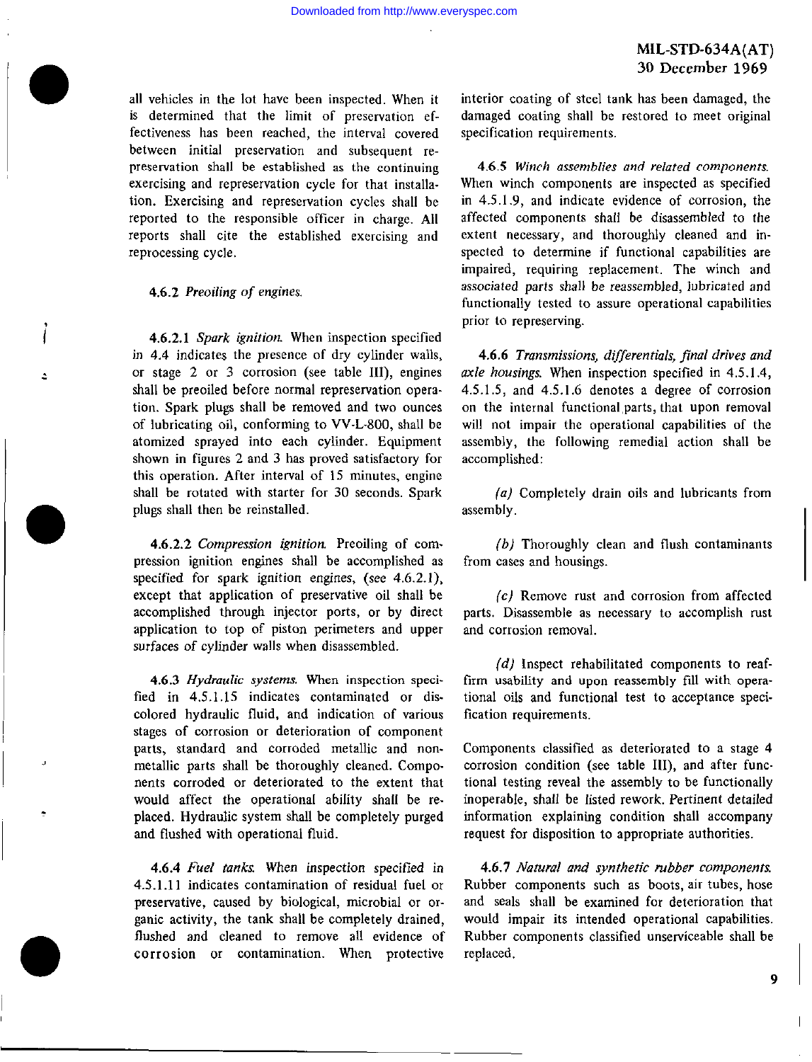all vehicles in the lot have been inspected. When it is determined that the limit of preservation effectiveness has been reached, the interval covered between initial preservation and subsequent represervation shall be established as the continuing exercising and represervation cycle for that installation. Exercising and represervation cycles shall be reported to the responsible officer in charge. All reports shall cite the established exercising and reprocessing cycle.

4.6.2 *Preoiling of engines.*

4.6.2.1 *Spark ignition.* When inspection specified in 4.4 indicates the presence of dry cylinder walls, or stage 2 or 3 corrosion (see table III), engines shall be preoiled before normal represervation operation. Spark plugs shall be removed and two ounces of lubricating oil, conforming to VV-L-800, shall be atomized sprayed into each cylinder. Equipment shown in figures 2 and 3 has proved satisfactory for this operation. After interval of 15 minutes, engine shall be rotated with starter for 30 seconds. Spark plugs shall then be reinstalled.

4.6.2.2 *Compression ignition.* Preoiling of compression ignition engines shall be accomplished as specified for spark ignition engines, (see 4.6.2.1), except that application of preservative oil shall be accomplished through injector ports, or by direct application to top of piston perimeters and upper surfaces of cylinder walls when disassembled.

4.6.3 *Hydraulic systems.* When inspection specified in 4.5.1.15 indicates contaminated or discolored hydraulic fluid, and indication of various stages of corrosion or deterioration of component parts, standard and corroded metallic and nonmetallic parts shall be thoroughly cleaned. Components corroded or deteriorated to the extent that would affect the operational ability shall be replaced. Hydraulic system shall be completely purged and flushed with operational fluid.

4.6.4 *Fuel tanks.* When inspection specified in 4.5.1.11 indicates contamination of residual fuel or preservative, caused by biological, microbial or organic activity, the tank shall be completely drained, flushed and cleaned to remove all evidence of corrosion or contamination. When protective interior coating of steel tank has been damaged, the damaged coating shall be restored to meet original specification requirements.

4.6.5 *Winch assemblies and related components.* When winch components are inspected as specified in 4.5.1.9, and indicate evidence of corrosion, the affected components shall be disassembled to the extent necessary, and thoroughly cleaned and inspected to determine if functional capabilities are impaired, requiring replacement. The winch and associated parts shall be reassembled, lubricated and functionally tested to assure operational capabilities prior to represerving.

4.6.6 *Transmissions, differentials, final drives and axle housings.* When inspection specified in 4.5.1.4, 4.5.1.5, and 4.5.1.6 denotes a degree of corrosion on the internal functional parts, that upon removal will not impair the operational capabilities of the assembly, the following remedial action shall be accomplished:

*(a)* Completely drain oils and lubricants from assembly.

*(b)* Thoroughly clean and flush contaminants from cases and housings.

*(c)* Remove rust and corrosion from affected parts. Disassemble as necessary to accomplish rust and corrosion removal.

*(d)* Inspect rehabilitated components to reaffirm usability and upon reassembly fill with operational oils and functional test to acceptance specification requirements.

Components classified as deteriorated to a stage 4 corrosion condition (see table III), and after functional testing reveal the assembly to be functionally inoperable, shall be listed rework. Pertinent detailed information explaining condition shall accompany request for disposition to appropriate authorities.

4.6.7 *Natural and synthetic rubber components.* Rubber components such as boots, air tubes, hose and seals shall be examined for deterioration that would impair its intended operational capabilities. Rubber components classified unserviceable shall be replaced.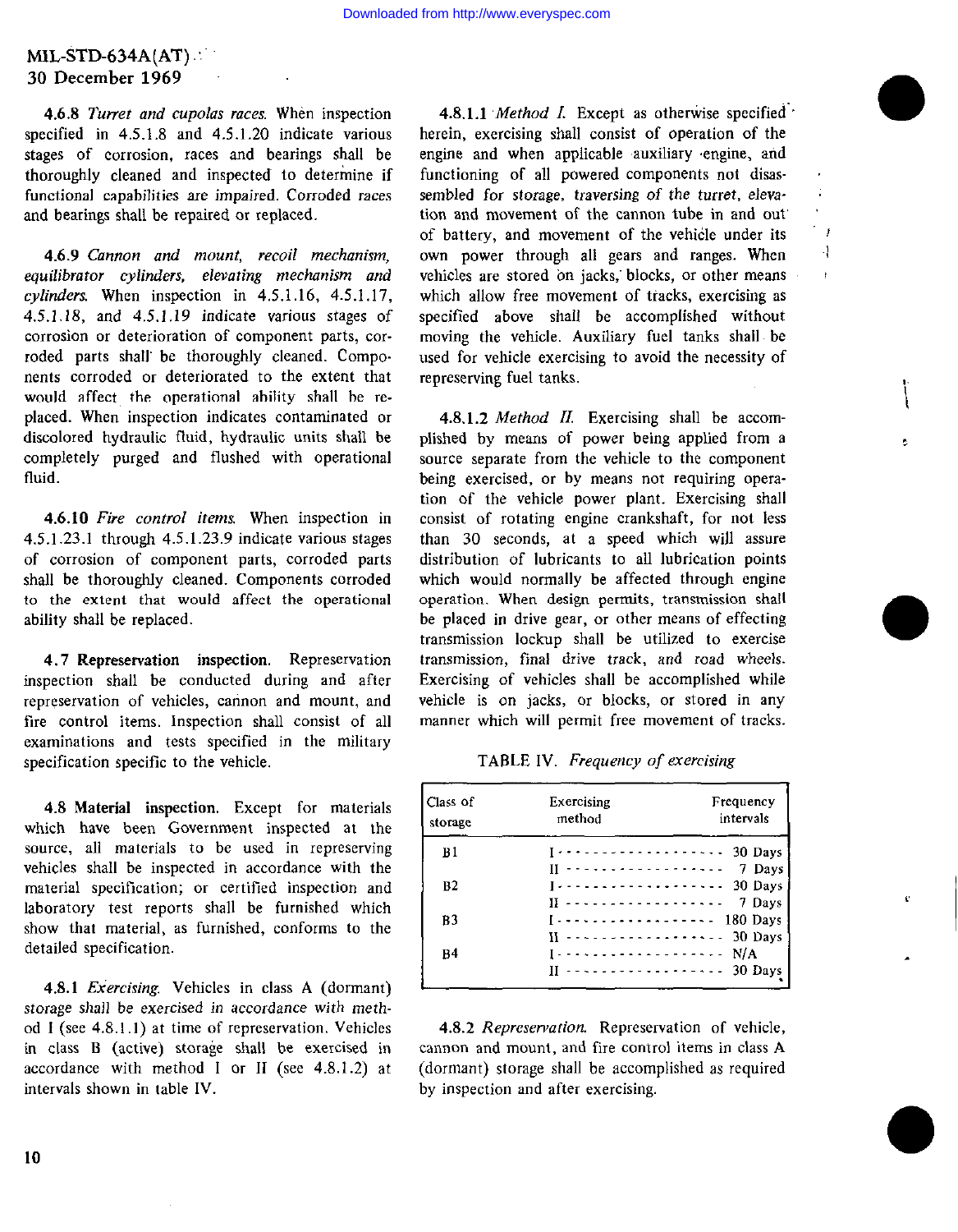**4.6.8** *Turret and cupolas races.* When inspection specified in 4.5.1.8 and 4.5.1.20 indicate various stages of corrosion, races and bearings shall be thoroughly cleaned and inspected to determine if functional capabilities are impaired. Corroded races and bearings shall be repaired or replaced.

**4.6.9** *Cannon and mount, recoil mechanism, equilibrator cylinders, elevating mechanism and cylinders.* When inspection in 4.5.1.16, 4.5.1.17, 4.5.1.18, and 4.5.1.19 indicate various stages of corrosion or deterioration of component parts, corroded parts shall be thoroughly cleaned. Components corroded or deteriorated to the extent that would affect the operational ability shall be replaced. When inspection indicates contaminated or discolored hydraulic fluid, hydraulic units shall be completely purged and flushed with operational fluid.

**4.6.10** *Fire control items.* When inspection in 4.5.1.23.1 through 4.5.1.23.9 indicate various stages of corrosion of component parts, corroded parts shall be thoroughly cleaned. Components corroded to the extent that would affect the operational ability shall be replaced.

**4.7 Representation inspection.** Representation inspection shall be conducted during and after represervation of vehicles, cannon and mount, and fire control items. Inspection shall consist of all examinations and tests specified in the military specification specific to the vehicle.

**4.8 Material inspection.** Except for materials which have been Government inspected at the source, all materials to be used in represerving vehicles shall be inspected in accordance with the material specification; or certified inspection and laboratory test reports shall be furnished which show that material, as furnished, conforms to the detailed specification.

**4.8.1** *Exercising.* Vehicles in class A (dormant) storage shall be exercised in accordance with method I (see 4.8.1.1) at time of represervation. Vehicles in class B (active) storage shall be exercised in accordance with method I or II (see 4.8.1.2) at intervals shown in table IV.

**4.8.1.1** *Method I.* Except as otherwise specified herein, exercising shall consist of operation of the engine and when applicable auxiliary engine, and functioning of all powered components not disassembled for storage, traversing of the turret, elevation and movement of the cannon tube in and out of battery, and movement of the vehicle under its own power through all gears and ranges. When vehicles are stored on jacks, blocks, or other means which allow free movement of tracks, exercising as specified above shall be accomplished without moving the vehicle. Auxiliary fuel tanks shall be used for vehicle exercising to avoid the necessity of represerving fuel tanks.

**4.8.1.2** *Method II.* Exercising shall be accomplished by means of power being applied from a source separate from the vehicle to the component being exercised, or by means not requiring operation of the vehicle power plant. Exercising shall consist of rotating engine crankshaft, for not less than 30 seconds, at a speed which will assure distribution of lubricants to all lubrication points which would normally be affected through engine operation. When design permits, transmission shall be placed in drive gear, or other means of effecting transmission lockup shall be utilized to exercise transmission, final drive track, and road wheels. Exercising of vehicles shall be accomplished while vehicle is on jacks, or blocks, or stored in any manner which will permit free movement of tracks.

TABLE IV. *Frequency of exercising*

| Class of storage | Exercising method | Frequency intervals |
|---|---|---|
| B1 | I | 30 Days |
| | II | 7 Days |
| B2 | I | 30 Days |
| | II | 7 Days |
| B3 | I | 180 Days |
| | II | 30 Days |
| B4 | I | N/A |
| | II | 30 Days |

**4.8.2** *Represervation.* Represervation of vehicle, cannon and mount, and fire control items in class A (dormant) storage shall be accomplished as required by inspection and after exercising.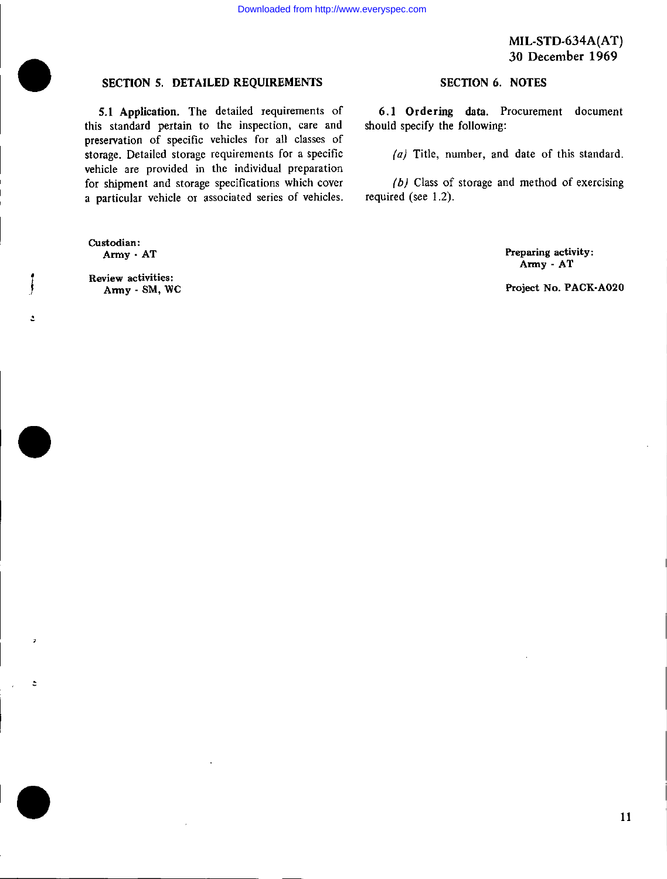## SECTION 5. DETAILED REQUIREMENTS

**5.1 Application.** The detailed requirements of this standard pertain to the inspection, care and preservation of specific vehicles for all classes of storage. Detailed storage requirements for a specific vehicle are provided in the individual preparation for shipment and storage specifications which cover a particular vehicle or associated series of vehicles.

## SECTION 6. NOTES

**6.1 Ordering data.** Procurement document should specify the following:

*(a)* Title, number, and date of this standard.

*(b)* Class of storage and method of exercising required (see 1.2).

**Custodian:**
Army - AT

**Review activities:**
Army - SM, WC

**Preparing activity:**
Army - AT

**Project No. PACK-A020**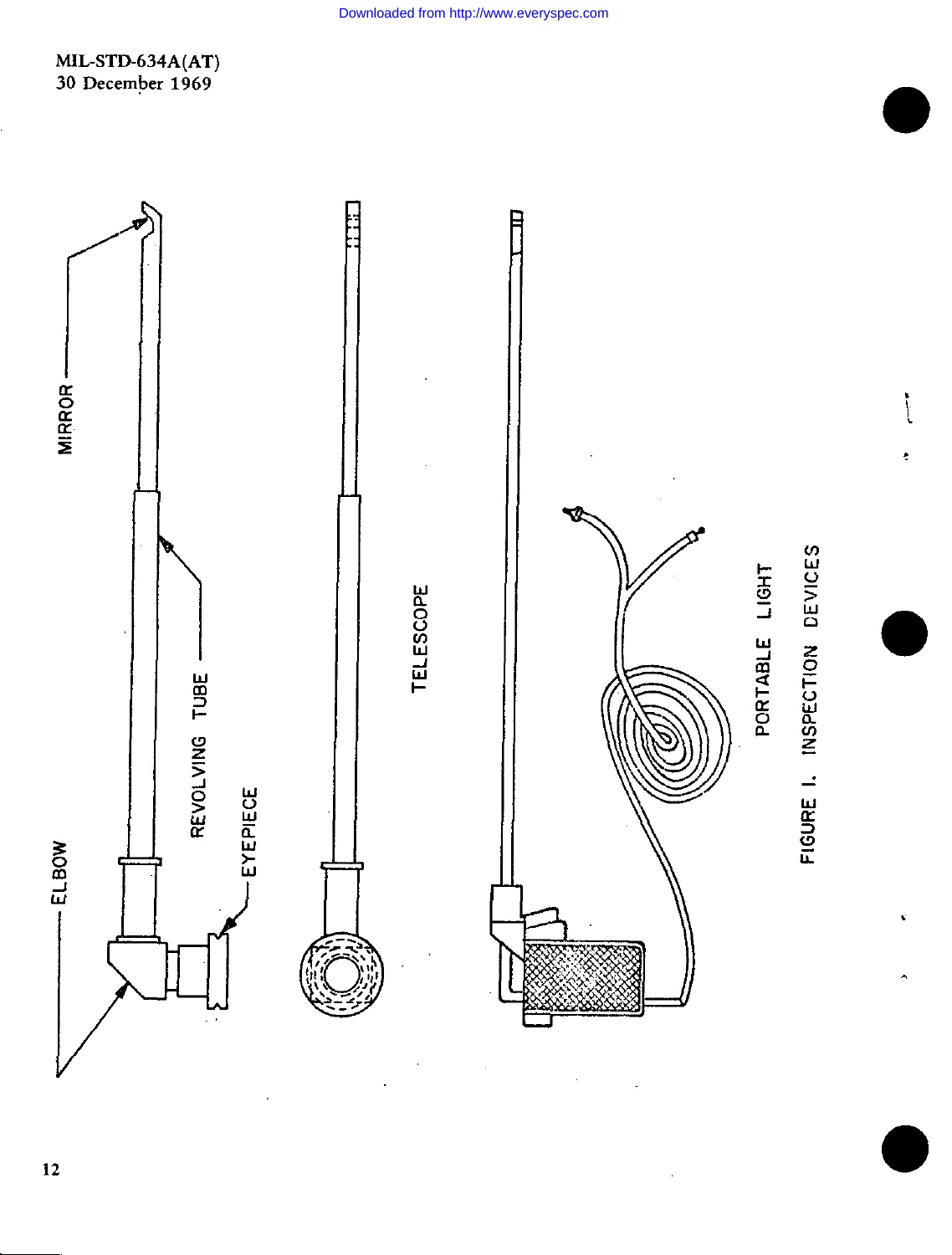MIRROR

REVOLVING TUBE

ELBOW

EYEPIECE

TELESCOPE

PORTABLE LIGHT

FIGURE I. INSPECTION DEVICES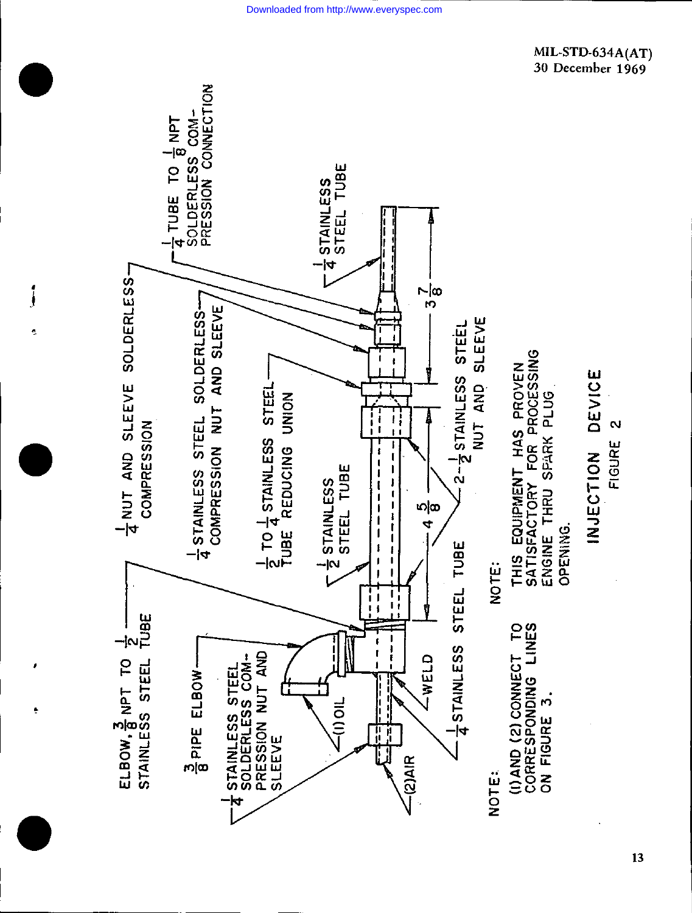ELBOW, $\frac{3}{8}$ NPT TO $\frac{1}{2}$ STAINLESS STEEL TUBE

$\frac{3}{8}$ PIPE ELBOW

$\frac{1}{4}$ STAINLESS STEEL SOLDERLESS COMPRESSION NUT AND SLEEVE

$\frac{1}{4}$ NUT AND SLEEVE SOLDERLESS COMPRESSION

$\frac{1}{4}$ STAINLESS STEEL SOLDERLESS COMPRESSION NUT AND SLEEVE

$\frac{1}{2}$ TO $\frac{1}{4}$ STAINLESS STEEL TUBE REDUCING UNION

$\frac{1}{2}$ STAINLESS STEEL TUBE

$\frac{1}{4}$ TUBE TO $\frac{1}{8}$ NPT SOLDERLESS COMPRESSION CONNECTION

$\frac{1}{4}$ STAINLESS STEEL TUBE

$3\frac{7}{8}$

$4\frac{5}{8}$

2-$\frac{1}{2}$ STAINLESS STEEL NUT AND SLEEVE

(1) OIL

(2) AIR

WELD

$\frac{1}{4}$ STAINLESS STEEL TUBE

NOTE:

(1) AND (2) CONNECT TO CORRESPONDING LINES ON FIGURE 3.

NOTE:

THIS EQUIPMENT HAS PROVEN SATISFACTORY FOR PROCESSING ENGINE THRU SPARK PLUG OPENING.

INJECTION DEVICE

FIGURE 2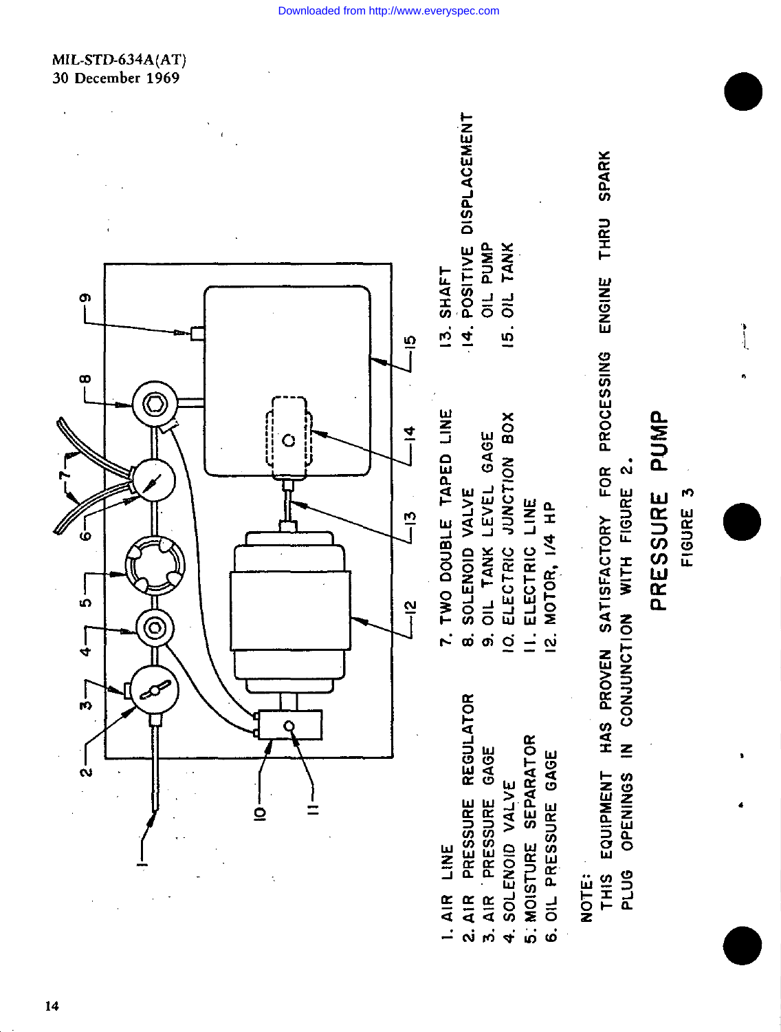1. AIR LINE
2. AIR PRESSURE REGULATOR
3. AIR PRESSURE GAGE
4. SOLENOID VALVE
5. MOISTURE SEPARATOR
6. OIL PRESSURE GAGE
7. TWO DOUBLE TAPED LINE
8. SOLENOID VALVE
9. OIL TANK LEVEL GAGE
10. ELECTRIC JUNCTION BOX
11. ELECTRIC LINE
12. MOTOR, 1/4 HP
13. SHAFT
14. POSITIVE DISPLACEMENT OIL PUMP
15. OIL TANK

NOTE:
THIS EQUIPMENT HAS PROVEN SATISFACTORY FOR PROCESSING ENGINE THRU SPARK PLUG OPENINGS IN CONJUNCTION WITH FIGURE 2.

**PRESSURE PUMP**

FIGURE 3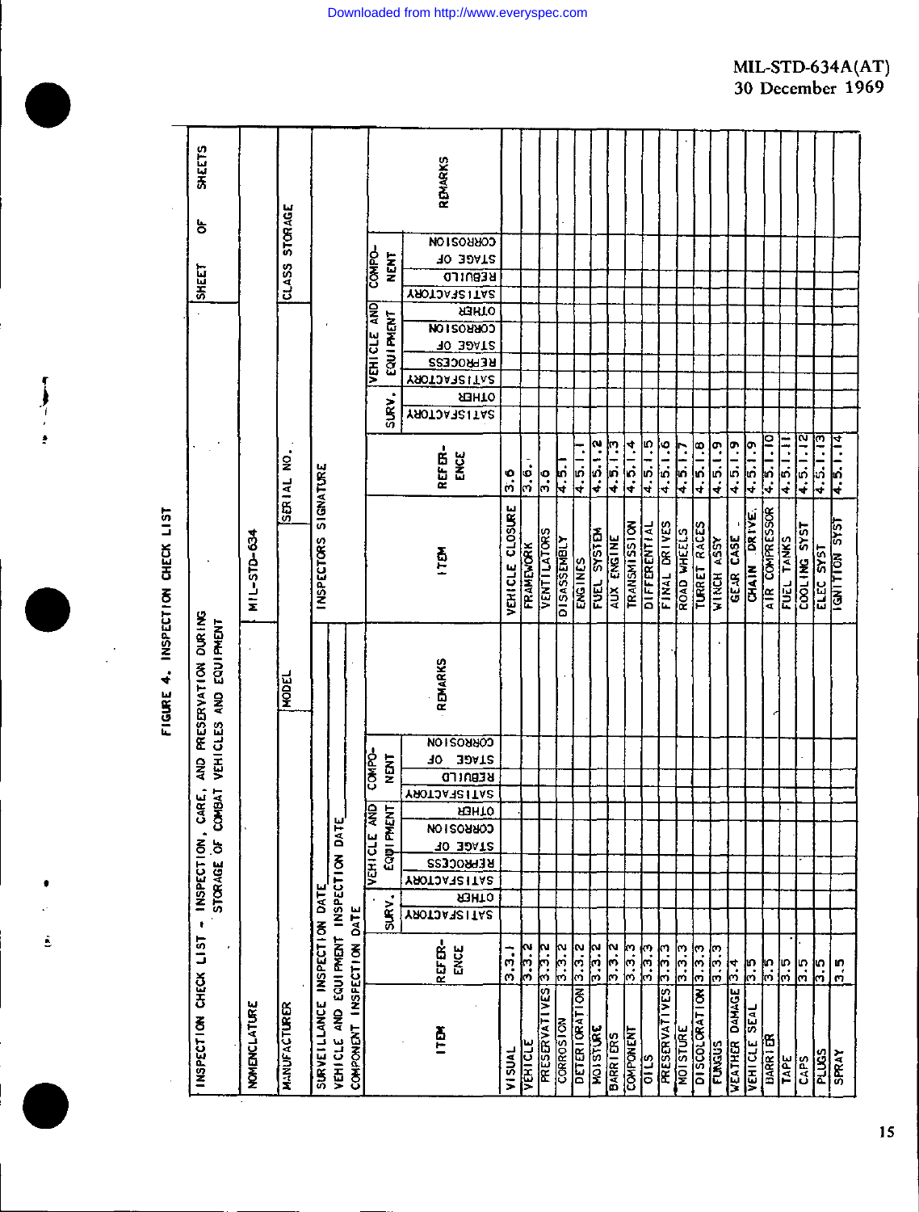# FIGURE 4. INSPECTION CHECK LIST

INSPECTION CHECK LIST - INSPECTION, CARE, AND PRESERVATION DURING STORAGE OF COMBAT VEHICLES AND EQUIPMENT

MIL-STD-634

SHEET ___ OF ___ SHEETS

| NOMENCLATURE | | | |
|---|---|---|---|
| MANUFACTURER | MODEL | SERIAL NO. | CLASS STORAGE |
| SURVEILLANCE INSPECTION DATE | | INSPECTORS SIGNATURE | |
| VEHICLE AND EQUIPMENT INSPECTION DATE | | | |
| COMPONENT INSPECTION DATE | | | |

| ITEM | REFERENCE | SURV. | | VEHICLE AND EQUIPMENT | | | | COMPONENT | | | REMARKS |
|---|---|---|---|---|---|---|---|---|---|---|---|
| | | SATISFACTORY | OTHER | SATISFACTORY | REPROCESS | STAGE OF CORROSION | OTHER | SATISFACTORY | REBUILD | STAGE OF CORROSION | |
| VISUAL | 3.3.1 | | | | | | | | | | |
| VEHICLE | 3.3.2 | | | | | | | | | | |
| PRESERVATIVES | 3.3.2 | | | | | | | | | | |
| CORROSION | 3.3.2 | | | | | | | | | | |
| DETERIORATION | 3.3.2 | | | | | | | | | | |
| MOISTURE | 3.3.2 | | | | | | | | | | |
| BARRIERS | 3.3.2 | | | | | | | | | | |
| COMPONENT | 3.3.3 | | | | | | | | | | |
| OILS | 3.3.3 | | | | | | | | | | |
| PRESERVATIVES | 3.3.3 | | | | | | | | | | |
| MOISTURE | 3.3.3 | | | | | | | | | | |
| DISCOLORATION | 3.3.3 | | | | | | | | | | |
| FUNGUS | 3.3.3 | | | | | | | | | | |
| WEATHER DAMAGE | 3.4 | | | | | | | | | | |
| VEHICLE SEAL | 3.5 | | | | | | | | | | |
| BARRIER | 3.5 | | | | | | | | | | |
| TAPE | 3.5 | | | | | | | | | | |
| CAPS | 3.5 | | | | | | | | | | |
| PLUGS | 3.5 | | | | | | | | | | |
| SPRAY | 3.5 | | | | | | | | | | |
| VEHICLE CLOSURE | 3.6 | | | | | | | | | | |
| FRAMEWORK | 3.6.1 | | | | | | | | | | |
| VENTILATORS | 3.6 | | | | | | | | | | |
| DISASSEMBLY | 4.5.1 | | | | | | | | | | |
| ENGINES | 4.5.1.1 | | | | | | | | | | |
| FUEL SYSTEM | 4.5.1.2 | | | | | | | | | | |
| AUX ENGINE | 4.5.1.3 | | | | | | | | | | |
| TRANSMISSION | 4.5.1.4 | | | | | | | | | | |
| DIFFERENTIAL | 4.5.1.5 | | | | | | | | | | |
| FINAL DRIVES | 4.5.1.6 | | | | | | | | | | |
| ROAD WHEELS | 4.5.1.7 | | | | | | | | | | |
| TURRET RACES | 4.5.1.8 | | | | | | | | | | |
| WINCH ASSY | 4.5.1.9 | | | | | | | | | | |
| GEAR CASE | 4.5.1.9 | | | | | | | | | | |
| CHAIN DRIVE | 4.5.1.9 | | | | | | | | | | |
| AIR COMPRESSOR | 4.5.1.10 | | | | | | | | | | |
| FUEL TANKS | 4.5.1.11 | | | | | | | | | | |
| COOLING SYST | 4.5.1.12 | | | | | | | | | | |
| ELEC SYST | 4.5.1.13 | | | | | | | | | | |
| IGNITION SYST | 4.5.1.14 | | | | | | | | | | |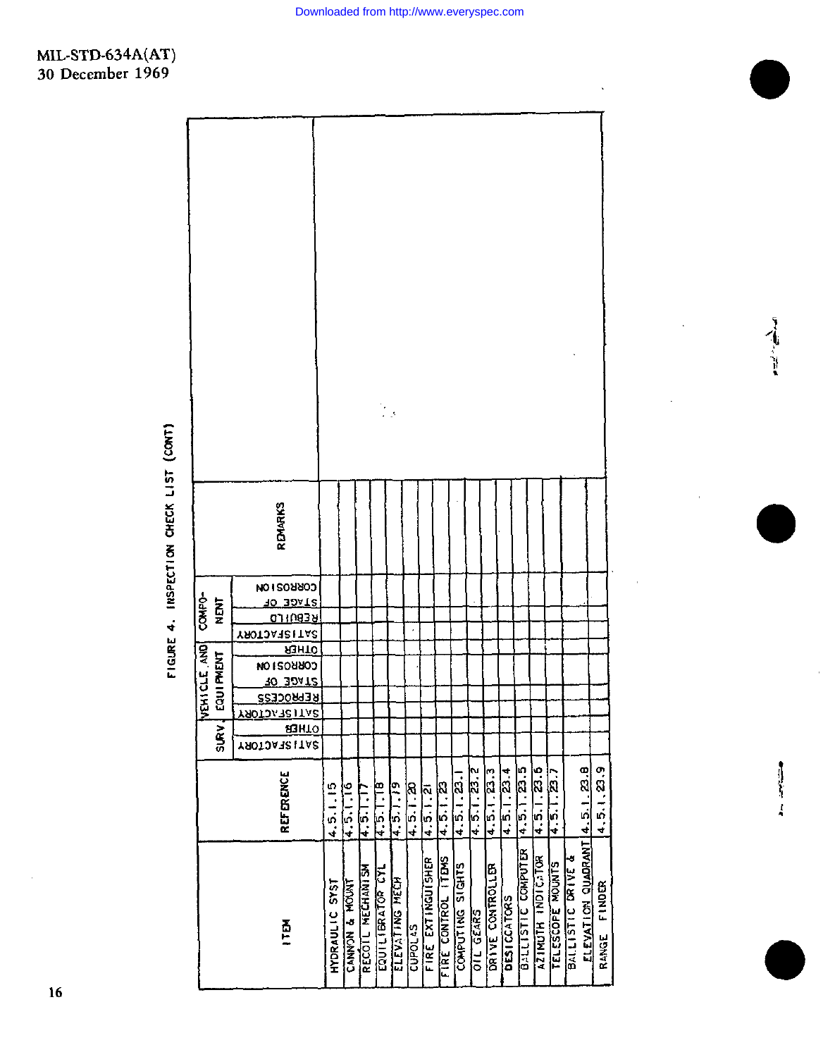MIL-STD-634A(AT)
30 December 1969

FIGURE 4. INSPECTION CHECK LIST (CONT)

| ITEM | REFERENCE | SURV | | VEHICLE AND EQUIPMENT | | | | COMPONENT | | | | REMARKS |
|---|---|---|---|---|---|---|---|---|---|---|---|---|
| | | SATISFACTORY | OTHER | SATISFACTORY | REPROCESS | STAGE OF CORROSION | OTHER | SATISFACTORY | REBUILD | STAGE OF CORROSION | | |
| HYDRAULIC SYST | 4.5.1.15 | | | | | | | | | | | |
| CANNON & MOUNT | 4.5.1.16 | | | | | | | | | | | |
| RECOIL MECHANISM | 4.5.1.17 | | | | | | | | | | | |
| EQUILIBRATOR CYL | 4.5.1.18 | | | | | | | | | | | |
| ELEVATING MECH | 4.5.1.19 | | | | | | | | | | | |
| CUPOLAS | 4.5.1.20 | | | | | | | | | | | |
| FIRE EXTINGUISHER | 4.5.1.21 | | | | | | | | | | | |
| FIRE CONTROL ITEMS | 4.5.1.23 | | | | | | | | | | | |
| COMPUTING SIGHTS | 4.5.1.23.1 | | | | | | | | | | | |
| OIL GEARS | 4.5.1.23.2 | | | | | | | | | | | |
| DRIVE CONTROLLER | 4.5.1.23.3 | | | | | | | | | | | |
| DESICCATORS | 4.5.1.23.4 | | | | | | | | | | | |
| BALLISTIC COMPUTER | 4.5.1.23.5 | | | | | | | | | | | |
| AZIMUTH INDICATOR | 4.5.1.23.6 | | | | | | | | | | | |
| TELESCOPE MOUNTS | 4.5.1.23.7 | | | | | | | | | | | |
| BALLISTIC DRIVE & ELEVATION QUADRANT | 4.5.1.23.8 | | | | | | | | | | | |
| RANGE FINDER | 4.5.1.23.9 | | | | | | | | | | | |